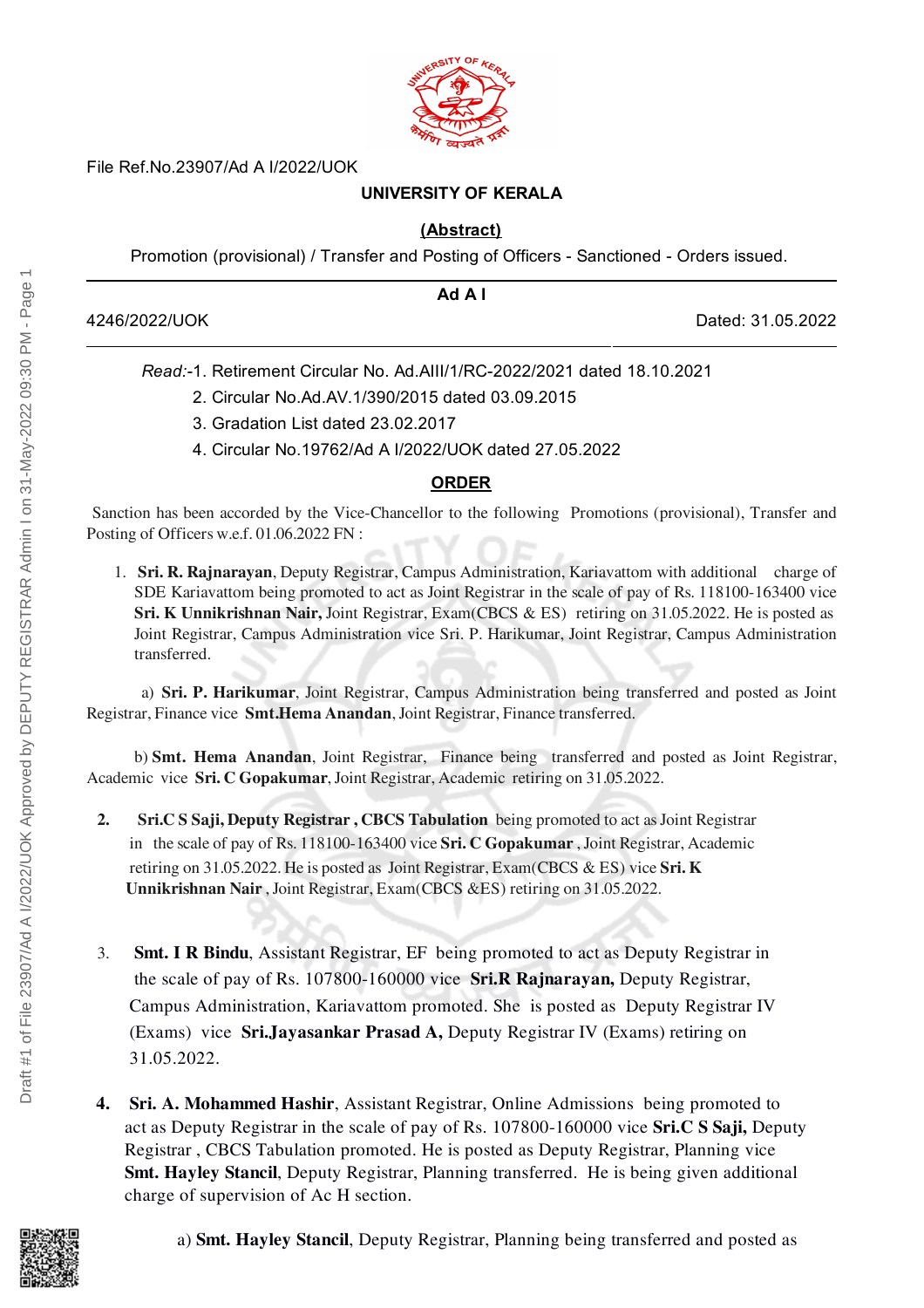File Ref.No.23907/Ad A I/2022/UOK

**UNIVERSITY OF KERALA**

**(Abstract)**

Promotion (provisional) / Transfer and Posting of Officers - Sanctioned - Orders issued.

---

**Ad A I**

4246/2022/UOK Dated: 31.05.2022

---

*Read:*-1. Retirement Circular No. Ad.AIII/1/RC-2022/2021 dated 18.10.2021

2. Circular No.Ad.AV.1/390/2015 dated 03.09.2015

3. Gradation List dated 23.02.2017

4. Circular No.19762/Ad A I/2022/UOK dated 27.05.2022

**ORDER**

Sanction has been accorded by the Vice-Chancellor to the following Promotions (provisional), Transfer and Posting of Officers w.e.f. 01.06.2022 FN :

1. **Sri. R. Rajnarayan**, Deputy Registrar, Campus Administration, Kariavattom with additional charge of SDE Kariavattom being promoted to act as Joint Registrar in the scale of pay of Rs. 118100-163400 vice **Sri. K Unnikrishnan Nair,** Joint Registrar, Exam(CBCS & ES) retiring on 31.05.2022. He is posted as Joint Registrar, Campus Administration vice Sri. P. Harikumar, Joint Registrar, Campus Administration transferred.

   a) **Sri. P. Harikumar**, Joint Registrar, Campus Administration being transferred and posted as Joint Registrar, Finance vice **Smt.Hema Anandan**, Joint Registrar, Finance transferred.

   b) **Smt. Hema Anandan**, Joint Registrar, Finance being transferred and posted as Joint Registrar, Academic vice **Sri. C Gopakumar**, Joint Registrar, Academic retiring on 31.05.2022.

2. **Sri.C S Saji, Deputy Registrar , CBCS Tabulation** being promoted to act as Joint Registrar in the scale of pay of Rs. 118100-163400 vice **Sri. C Gopakumar** , Joint Registrar, Academic retiring on 31.05.2022. He is posted as Joint Registrar, Exam(CBCS & ES) vice **Sri. K Unnikrishnan Nair** , Joint Registrar, Exam(CBCS &ES) retiring on 31.05.2022.

3. **Smt. I R Bindu**, Assistant Registrar, EF being promoted to act as Deputy Registrar in the scale of pay of Rs. 107800-160000 vice **Sri.R Rajnarayan,** Deputy Registrar, Campus Administration, Kariavattom promoted. She is posted as Deputy Registrar IV (Exams) vice **Sri.Jayasankar Prasad A,** Deputy Registrar IV (Exams) retiring on 31.05.2022.

4. **Sri. A. Mohammed Hashir**, Assistant Registrar, Online Admissions being promoted to act as Deputy Registrar in the scale of pay of Rs. 107800-160000 vice **Sri.C S Saji,** Deputy Registrar , CBCS Tabulation promoted. He is posted as Deputy Registrar, Planning vice **Smt. Hayley Stancil**, Deputy Registrar, Planning transferred. He is being given additional charge of supervision of Ac H section.

   a) **Smt. Hayley Stancil**, Deputy Registrar, Planning being transferred and posted as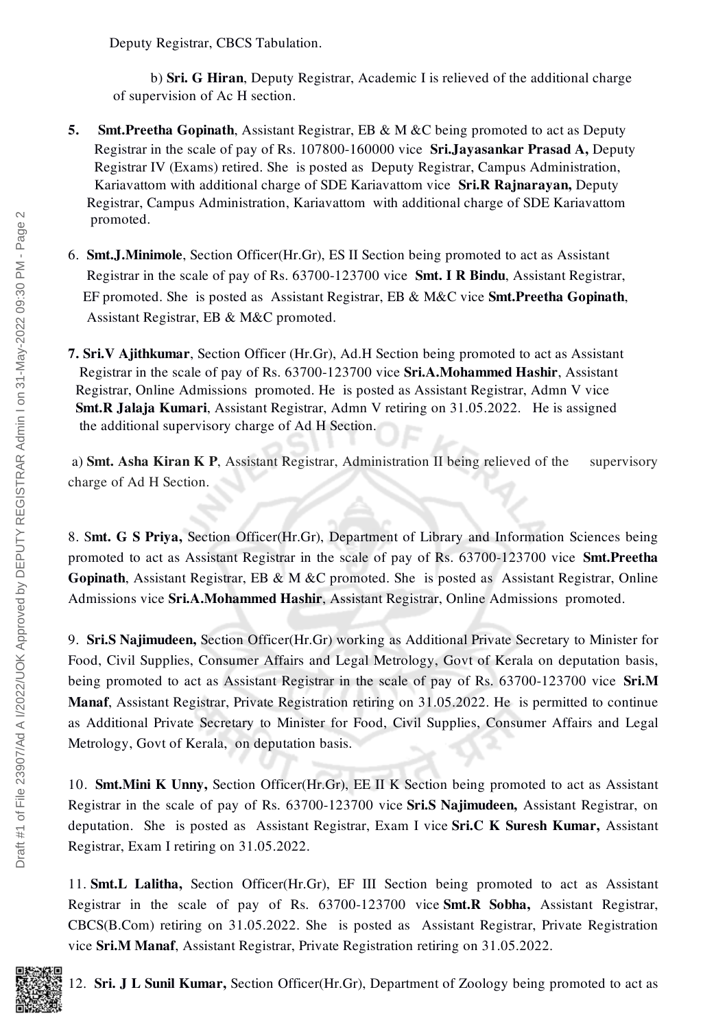Deputy Registrar, CBCS Tabulation.

b) **Sri. G Hiran**, Deputy Registrar, Academic I is relieved of the additional charge of supervision of Ac H section.

5. **Smt.Preetha Gopinath**, Assistant Registrar, EB & M &C being promoted to act as Deputy Registrar in the scale of pay of Rs. 107800-160000 vice **Sri.Jayasankar Prasad A,** Deputy Registrar IV (Exams) retired. She is posted as Deputy Registrar, Campus Administration, Kariavattom with additional charge of SDE Kariavattom vice **Sri.R Rajnarayan,** Deputy Registrar, Campus Administration, Kariavattom with additional charge of SDE Kariavattom promoted.

6. **Smt.J.Minimole**, Section Officer(Hr.Gr), ES II Section being promoted to act as Assistant Registrar in the scale of pay of Rs. 63700-123700 vice **Smt. I R Bindu**, Assistant Registrar, EF promoted. She is posted as Assistant Registrar, EB & M&C vice **Smt.Preetha Gopinath**, Assistant Registrar, EB & M&C promoted.

**7. Sri.V Ajithkumar**, Section Officer (Hr.Gr), Ad.H Section being promoted to act as Assistant Registrar in the scale of pay of Rs. 63700-123700 vice **Sri.A.Mohammed Hashir**, Assistant Registrar, Online Admissions promoted. He is posted as Assistant Registrar, Admn V vice **Smt.R Jalaja Kumari**, Assistant Registrar, Admn V retiring on 31.05.2022. He is assigned the additional supervisory charge of Ad H Section.

a) **Smt. Asha Kiran K P**, Assistant Registrar, Administration II being relieved of the supervisory charge of Ad H Section.

8. S**mt. G S Priya,** Section Officer(Hr.Gr), Department of Library and Information Sciences being promoted to act as Assistant Registrar in the scale of pay of Rs. 63700-123700 vice **Smt.Preetha Gopinath**, Assistant Registrar, EB & M &C promoted. She is posted as Assistant Registrar, Online Admissions vice **Sri.A.Mohammed Hashir**, Assistant Registrar, Online Admissions promoted.

9. **Sri.S Najimudeen,** Section Officer(Hr.Gr) working as Additional Private Secretary to Minister for Food, Civil Supplies, Consumer Affairs and Legal Metrology, Govt of Kerala on deputation basis, being promoted to act as Assistant Registrar in the scale of pay of Rs. 63700-123700 vice **Sri.M Manaf**, Assistant Registrar, Private Registration retiring on 31.05.2022. He is permitted to continue as Additional Private Secretary to Minister for Food, Civil Supplies, Consumer Affairs and Legal Metrology, Govt of Kerala, on deputation basis.

10. **Smt.Mini K Unny,** Section Officer(Hr.Gr), EE II K Section being promoted to act as Assistant Registrar in the scale of pay of Rs. 63700-123700 vice **Sri.S Najimudeen,** Assistant Registrar, on deputation. She is posted as Assistant Registrar, Exam I vice **Sri.C K Suresh Kumar,** Assistant Registrar, Exam I retiring on 31.05.2022.

11. **Smt.L Lalitha,** Section Officer(Hr.Gr), EF III Section being promoted to act as Assistant Registrar in the scale of pay of Rs. 63700-123700 vice **Smt.R Sobha,** Assistant Registrar, CBCS(B.Com) retiring on 31.05.2022. She is posted as Assistant Registrar, Private Registration vice **Sri.M Manaf**, Assistant Registrar, Private Registration retiring on 31.05.2022.

12. **Sri. J L Sunil Kumar,** Section Officer(Hr.Gr), Department of Zoology being promoted to act as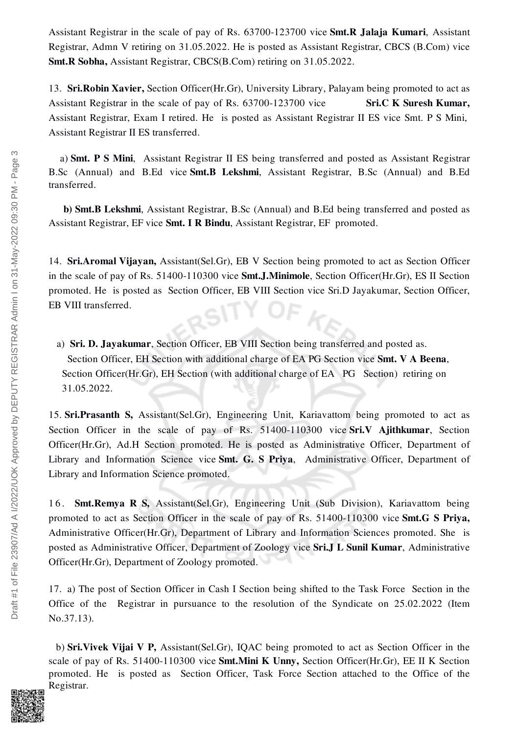Assistant Registrar in the scale of pay of Rs. 63700-123700 vice **Smt.R Jalaja Kumari**, Assistant Registrar, Admn V retiring on 31.05.2022. He is posted as Assistant Registrar, CBCS (B.Com) vice **Smt.R Sobha,** Assistant Registrar, CBCS(B.Com) retiring on 31.05.2022.

13. **Sri.Robin Xavier,** Section Officer(Hr.Gr), University Library, Palayam being promoted to act as Assistant Registrar in the scale of pay of Rs. 63700-123700 vice **Sri.C K Suresh Kumar,** Assistant Registrar, Exam I retired. He is posted as Assistant Registrar II ES vice Smt. P S Mini, Assistant Registrar II ES transferred.

a) **Smt. P S Mini**, Assistant Registrar II ES being transferred and posted as Assistant Registrar B.Sc (Annual) and B.Ed vice **Smt.B Lekshmi**, Assistant Registrar, B.Sc (Annual) and B.Ed transferred.

**b) Smt.B Lekshmi**, Assistant Registrar, B.Sc (Annual) and B.Ed being transferred and posted as Assistant Registrar, EF vice **Smt. I R Bindu**, Assistant Registrar, EF promoted.

14. **Sri.Aromal Vijayan,** Assistant(Sel.Gr), EB V Section being promoted to act as Section Officer in the scale of pay of Rs. 51400-110300 vice **Smt.J.Minimole**, Section Officer(Hr.Gr), ES II Section promoted. He is posted as Section Officer, EB VIII Section vice Sri.D Jayakumar, Section Officer, EB VIII transferred.

a) **Sri. D. Jayakumar**, Section Officer, EB VIII Section being transferred and posted as. Section Officer, EH Section with additional charge of EA PG Section vice **Smt. V A Beena**, Section Officer(Hr.Gr), EH Section (with additional charge of EA PG Section) retiring on 31.05.2022.

15. **Sri.Prasanth S,** Assistant(Sel.Gr), Engineering Unit, Kariavattom being promoted to act as Section Officer in the scale of pay of Rs. 51400-110300 vice **Sri.V Ajithkumar**, Section Officer(Hr.Gr), Ad.H Section promoted. He is posted as Administrative Officer, Department of Library and Information Science vice **Smt. G. S Priya**, Administrative Officer, Department of Library and Information Science promoted.

16. **Smt.Remya R S,** Assistant(Sel.Gr), Engineering Unit (Sub Division), Kariavattom being promoted to act as Section Officer in the scale of pay of Rs. 51400-110300 vice **Smt.G S Priya,** Administrative Officer(Hr.Gr), Department of Library and Information Sciences promoted. She is posted as Administrative Officer, Department of Zoology vice **Sri.J L Sunil Kumar**, Administrative Officer(Hr.Gr), Department of Zoology promoted.

17. a) The post of Section Officer in Cash I Section being shifted to the Task Force Section in the Office of the Registrar in pursuance to the resolution of the Syndicate on 25.02.2022 (Item No.37.13).

b) **Sri.Vivek Vijai V P,** Assistant(Sel.Gr), IQAC being promoted to act as Section Officer in the scale of pay of Rs. 51400-110300 vice **Smt.Mini K Unny,** Section Officer(Hr.Gr), EE II K Section promoted. He is posted as Section Officer, Task Force Section attached to the Office of the Registrar.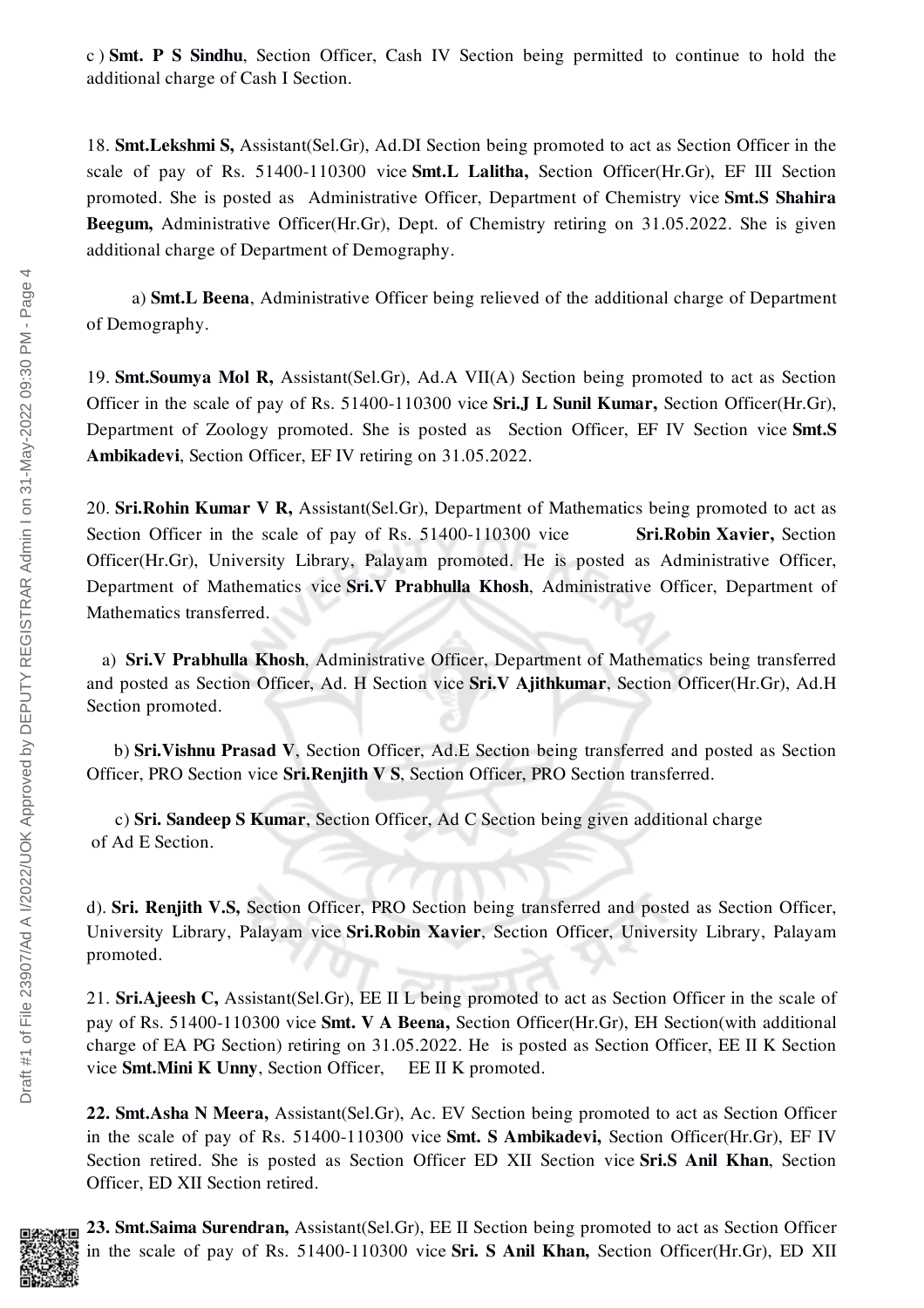c ) **Smt. P S Sindhu**, Section Officer, Cash IV Section being permitted to continue to hold the additional charge of Cash I Section.

18. **Smt.Lekshmi S,** Assistant(Sel.Gr), Ad.DI Section being promoted to act as Section Officer in the scale of pay of Rs. 51400-110300 vice **Smt.L Lalitha,** Section Officer(Hr.Gr), EF III Section promoted. She is posted as Administrative Officer, Department of Chemistry vice **Smt.S Shahira Beegum,** Administrative Officer(Hr.Gr), Dept. of Chemistry retiring on 31.05.2022. She is given additional charge of Department of Demography.

a) **Smt.L Beena**, Administrative Officer being relieved of the additional charge of Department of Demography.

19. **Smt.Soumya Mol R,** Assistant(Sel.Gr), Ad.A VII(A) Section being promoted to act as Section Officer in the scale of pay of Rs. 51400-110300 vice **Sri.J L Sunil Kumar,** Section Officer(Hr.Gr), Department of Zoology promoted. She is posted as Section Officer, EF IV Section vice **Smt.S Ambikadevi**, Section Officer, EF IV retiring on 31.05.2022.

20. **Sri.Rohin Kumar V R,** Assistant(Sel.Gr), Department of Mathematics being promoted to act as Section Officer in the scale of pay of Rs. 51400-110300 vice **Sri.Robin Xavier,** Section Officer(Hr.Gr), University Library, Palayam promoted. He is posted as Administrative Officer, Department of Mathematics vice **Sri.V Prabhulla Khosh**, Administrative Officer, Department of Mathematics transferred.

a) **Sri.V Prabhulla Khosh**, Administrative Officer, Department of Mathematics being transferred and posted as Section Officer, Ad. H Section vice **Sri.V Ajithkumar**, Section Officer(Hr.Gr), Ad.H Section promoted.

b) **Sri.Vishnu Prasad V**, Section Officer, Ad.E Section being transferred and posted as Section Officer, PRO Section vice **Sri.Renjith V S**, Section Officer, PRO Section transferred.

c) **Sri. Sandeep S Kumar**, Section Officer, Ad C Section being given additional charge of Ad E Section.

d). **Sri. Renjith V.S,** Section Officer, PRO Section being transferred and posted as Section Officer, University Library, Palayam vice **Sri.Robin Xavier**, Section Officer, University Library, Palayam promoted.

21. **Sri.Ajeesh C,** Assistant(Sel.Gr), EE II L being promoted to act as Section Officer in the scale of pay of Rs. 51400-110300 vice **Smt. V A Beena,** Section Officer(Hr.Gr), EH Section(with additional charge of EA PG Section) retiring on 31.05.2022. He is posted as Section Officer, EE II K Section vice **Smt.Mini K Unny**, Section Officer, EE II K promoted.

**22. Smt.Asha N Meera,** Assistant(Sel.Gr), Ac. EV Section being promoted to act as Section Officer in the scale of pay of Rs. 51400-110300 vice **Smt. S Ambikadevi,** Section Officer(Hr.Gr), EF IV Section retired. She is posted as Section Officer ED XII Section vice **Sri.S Anil Khan**, Section Officer, ED XII Section retired.

**23. Smt.Saima Surendran,** Assistant(Sel.Gr), EE II Section being promoted to act as Section Officer in the scale of pay of Rs. 51400-110300 vice **Sri. S Anil Khan,** Section Officer(Hr.Gr), ED XII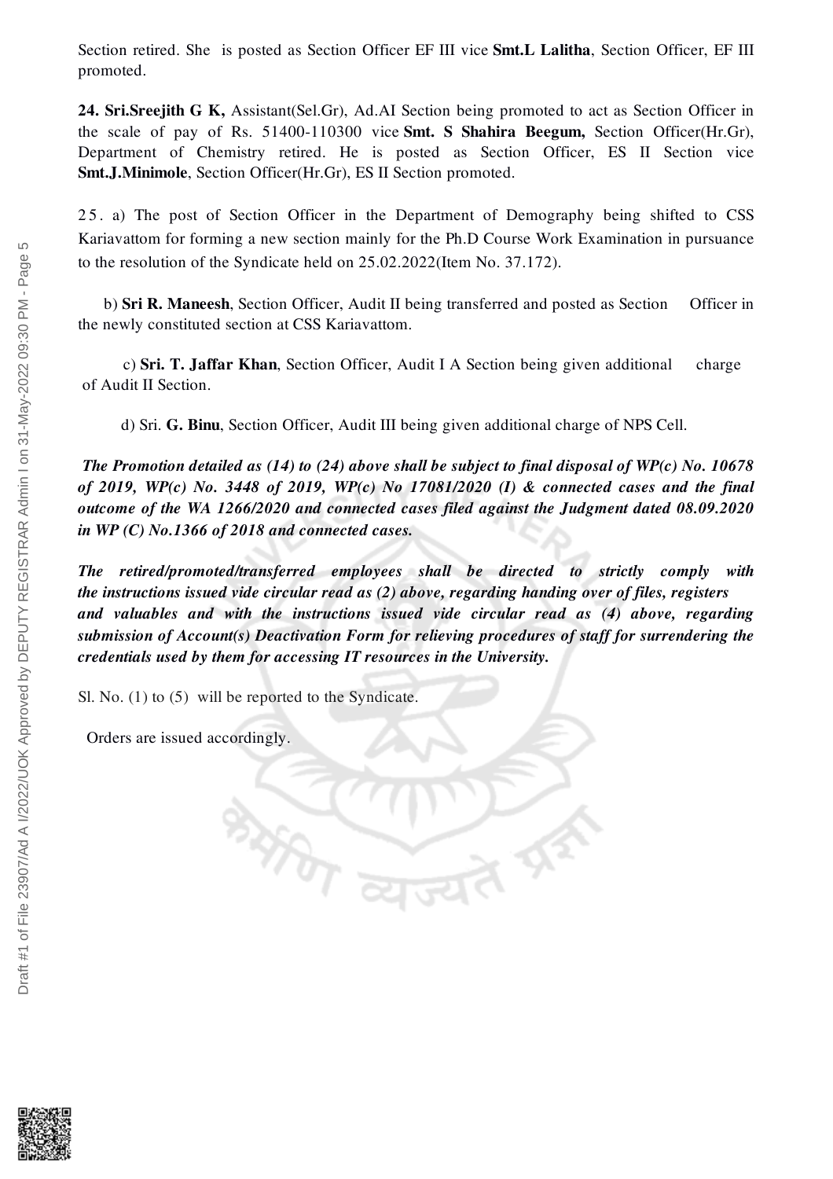Section retired. She is posted as Section Officer EF III vice **Smt.L Lalitha**, Section Officer, EF III promoted.

**24. Sri.Sreejith G K,** Assistant(Sel.Gr), Ad.AI Section being promoted to act as Section Officer in the scale of pay of Rs. 51400-110300 vice **Smt. S Shahira Beegum,** Section Officer(Hr.Gr), Department of Chemistry retired. He is posted as Section Officer, ES II Section vice **Smt.J.Minimole**, Section Officer(Hr.Gr), ES II Section promoted.

25. a) The post of Section Officer in the Department of Demography being shifted to CSS Kariavattom for forming a new section mainly for the Ph.D Course Work Examination in pursuance to the resolution of the Syndicate held on 25.02.2022(Item No. 37.172).

b) **Sri R. Maneesh**, Section Officer, Audit II being transferred and posted as Section Officer in the newly constituted section at CSS Kariavattom.

c) **Sri. T. Jaffar Khan**, Section Officer, Audit I A Section being given additional charge of Audit II Section.

d) Sri. **G. Binu**, Section Officer, Audit III being given additional charge of NPS Cell.

***The Promotion detailed as (14) to (24) above shall be subject to final disposal of WP(c) No. 10678 of 2019, WP(c) No. 3448 of 2019, WP(c) No 17081/2020 (I) & connected cases and the final outcome of the WA 1266/2020 and connected cases filed against the Judgment dated 08.09.2020 in WP (C) No.1366 of 2018 and connected cases.***

***The retired/promoted/transferred employees shall be directed to strictly comply with the instructions issued vide circular read as (2) above, regarding handing over of files, registers and valuables and with the instructions issued vide circular read as (4) above, regarding submission of Account(s) Deactivation Form for relieving procedures of staff for surrendering the credentials used by them for accessing IT resources in the University.***

Sl. No. (1) to (5) will be reported to the Syndicate.

Orders are issued accordingly.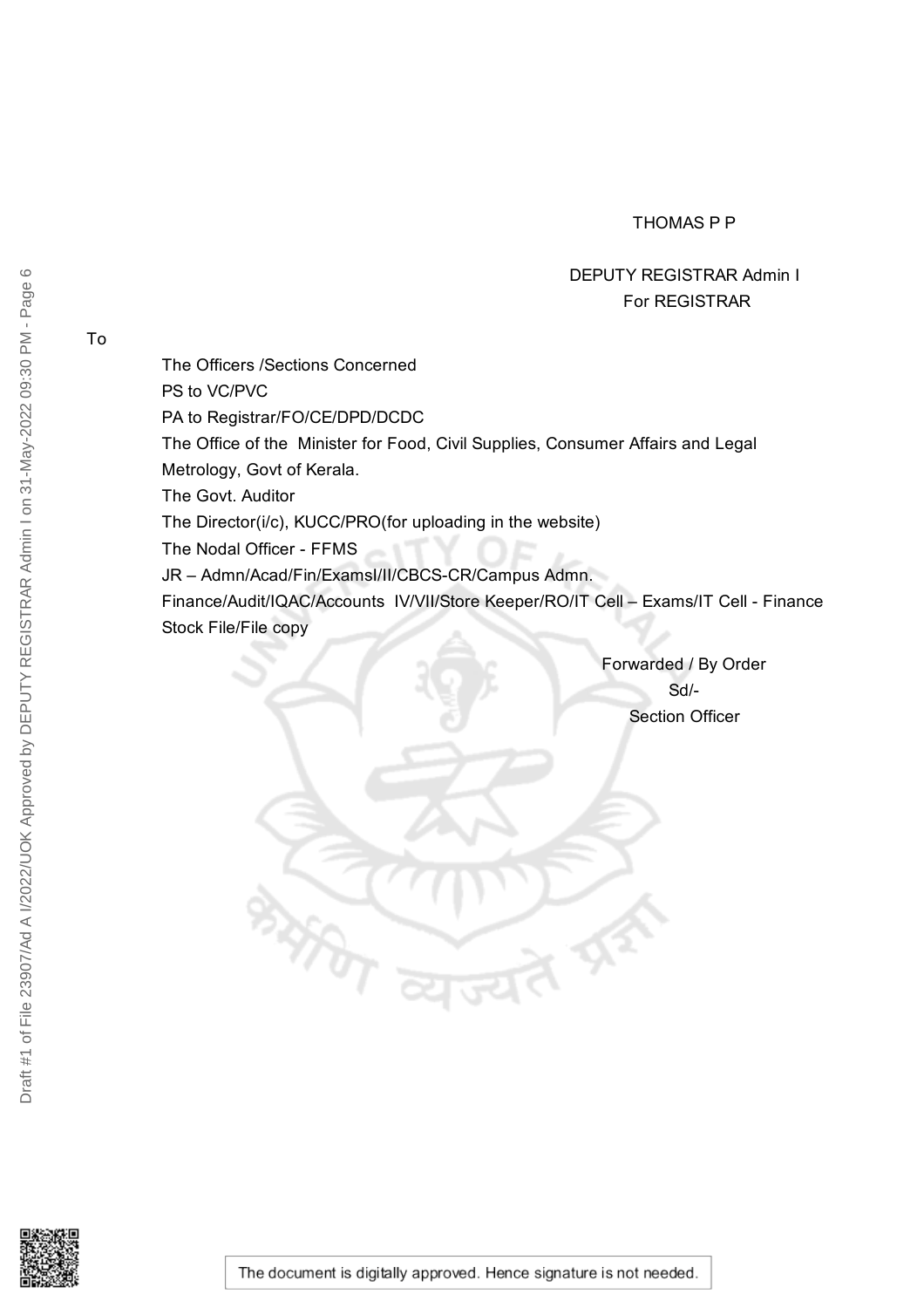THOMAS P P

DEPUTY REGISTRAR Admin I
For REGISTRAR

To

The Officers /Sections Concerned
PS to VC/PVC
PA to Registrar/FO/CE/DPD/DCDC
The Office of the Minister for Food, Civil Supplies, Consumer Affairs and Legal Metrology, Govt of Kerala.
The Govt. Auditor
The Director(i/c), KUCC/PRO(for uploading in the website)
The Nodal Officer - FFMS
JR – Admn/Acad/Fin/ExamsI/II/CBCS-CR/Campus Admn.
Finance/Audit/IQAC/Accounts IV/VII/Store Keeper/RO/IT Cell – Exams/IT Cell - Finance
Stock File/File copy

Forwarded / By Order
Sd/-
Section Officer

The document is digitally approved. Hence signature is not needed.